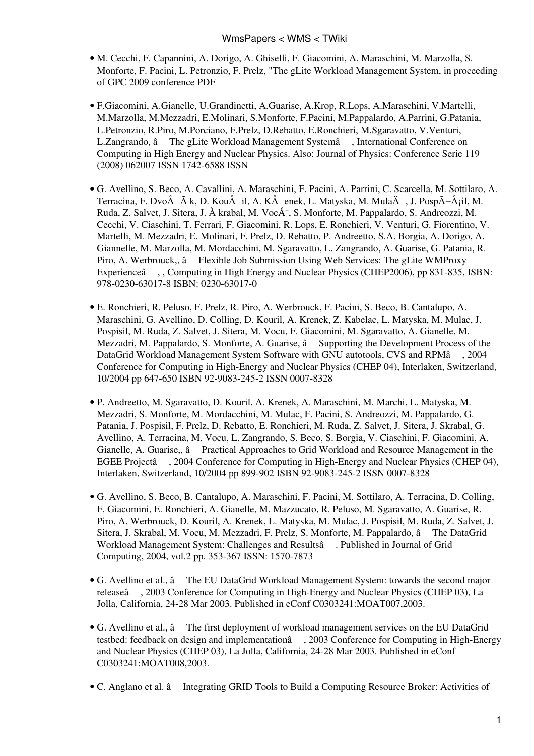- M. Cecchi, F. Capannini, A. Dorigo, A. Ghiselli, F. Giacomini, A. Maraschini, M. Marzolla, S. Monforte, F. Pacini, L. Petronzio, F. Prelz, "The gLite Workload Management System, in proceeding of GPC 2009 conference PDF

- F.Giacomini, A.Gianelle, U.Grandinetti, A.Guarise, A.Krop, R.Lops, A.Maraschini, V.Martelli, M.Marzolla, M.Mezzadri, E.Molinari, S.Monforte, F.Pacini, M.Pappalardo, A.Parrini, G.Patania, L.Petronzio, R.Piro, M.Porciano, F.Prelz, D.Rebatto, E.Ronchieri, M.Sgaravatto, V.Venturi, L.Zangrando, â The gLite Workload Management Systemâ , International Conference on Computing in High Energy and Nuclear Physics. Also: Journal of Physics: Conference Serie 119 (2008) 062007 ISSN 1742-6588 ISSN

- G. Avellino, S. Beco, A. Cavallini, A. Maraschini, F. Pacini, A. Parrini, C. Scarcella, M. Sottilaro, A. Terracina, F. DvoÅ Ã k, D. KouÅ il, A. KÅ enek, L. Matyska, M. MulaÄ , J. PospÃ–Å¡il, M. Ruda, Z. Salvet, J. Sitera, J. Å krabal, M. VocÅ¯, S. Monforte, M. Pappalardo, S. Andreozzi, M. Cecchi, V. Ciaschini, T. Ferrari, F. Giacomini, R. Lops, E. Ronchieri, V. Venturi, G. Fiorentino, V. Martelli, M. Mezzadri, E. Molinari, F. Prelz, D. Rebatto, P. Andreetto, S.A. Borgia, A. Dorigo, A. Giannelle, M. Marzolla, M. Mordacchini, M. Sgaravatto, L. Zangrando, A. Guarise, G. Patania, R. Piro, A. Werbrouck,, â Flexible Job Submission Using Web Services: The gLite WMProxy Experienceâ , , Computing in High Energy and Nuclear Physics (CHEP2006), pp 831-835, ISBN: 978-0230-63017-8 ISBN: 0230-63017-0

- E. Ronchieri, R. Peluso, F. Prelz, R. Piro, A. Werbrouck, F. Pacini, S. Beco, B. Cantalupo, A. Maraschini, G. Avellino, D. Colling, D. Kouril, A. Krenek, Z. Kabelac, L. Matyska, M. Mulac, J. Pospisil, M. Ruda, Z. Salvet, J. Sitera, M. Vocu, F. Giacomini, M. Sgaravatto, A. Gianelle, M. Mezzadri, M. Pappalardo, S. Monforte, A. Guarise, â Supporting the Development Process of the DataGrid Workload Management System Software with GNU autotools, CVS and RPMâ , 2004 Conference for Computing in High-Energy and Nuclear Physics (CHEP 04), Interlaken, Switzerland, 10/2004 pp 647-650 ISBN 92-9083-245-2 ISSN 0007-8328

- P. Andreetto, M. Sgaravatto, D. Kouril, A. Krenek, A. Maraschini, M. Marchi, L. Matyska, M. Mezzadri, S. Monforte, M. Mordacchini, M. Mulac, F. Pacini, S. Andreozzi, M. Pappalardo, G. Patania, J. Pospisil, F. Prelz, D. Rebatto, E. Ronchieri, M. Ruda, Z. Salvet, J. Sitera, J. Skrabal, G. Avellino, A. Terracina, M. Vocu, L. Zangrando, S. Beco, S. Borgia, V. Ciaschini, F. Giacomini, A. Gianelle, A. Guarise,, â Practical Approaches to Grid Workload and Resource Management in the EGEE Projectâ , 2004 Conference for Computing in High-Energy and Nuclear Physics (CHEP 04), Interlaken, Switzerland, 10/2004 pp 899-902 ISBN 92-9083-245-2 ISSN 0007-8328

- G. Avellino, S. Beco, B. Cantalupo, A. Maraschini, F. Pacini, M. Sottilaro, A. Terracina, D. Colling, F. Giacomini, E. Ronchieri, A. Gianelle, M. Mazzucato, R. Peluso, M. Sgaravatto, A. Guarise, R. Piro, A. Werbrouck, D. Kouril, A. Krenek, L. Matyska, M. Mulac, J. Pospisil, M. Ruda, Z. Salvet, J. Sitera, J. Skrabal, M. Vocu, M. Mezzadri, F. Prelz, S. Monforte, M. Pappalardo, â The DataGrid Workload Management System: Challenges and Resultsâ . Published in Journal of Grid Computing, 2004, vol.2 pp. 353-367 ISSN: 1570-7873

- G. Avellino et al., â The EU DataGrid Workload Management System: towards the second major releaseâ , 2003 Conference for Computing in High-Energy and Nuclear Physics (CHEP 03), La Jolla, California, 24-28 Mar 2003. Published in eConf C0303241:MOAT007,2003.

- G. Avellino et al., â The first deployment of workload management services on the EU DataGrid testbed: feedback on design and implementationâ , 2003 Conference for Computing in High-Energy and Nuclear Physics (CHEP 03), La Jolla, California, 24-28 Mar 2003. Published in eConf C0303241:MOAT008,2003.

- C. Anglano et al. â Integrating GRID Tools to Build a Computing Resource Broker: Activities of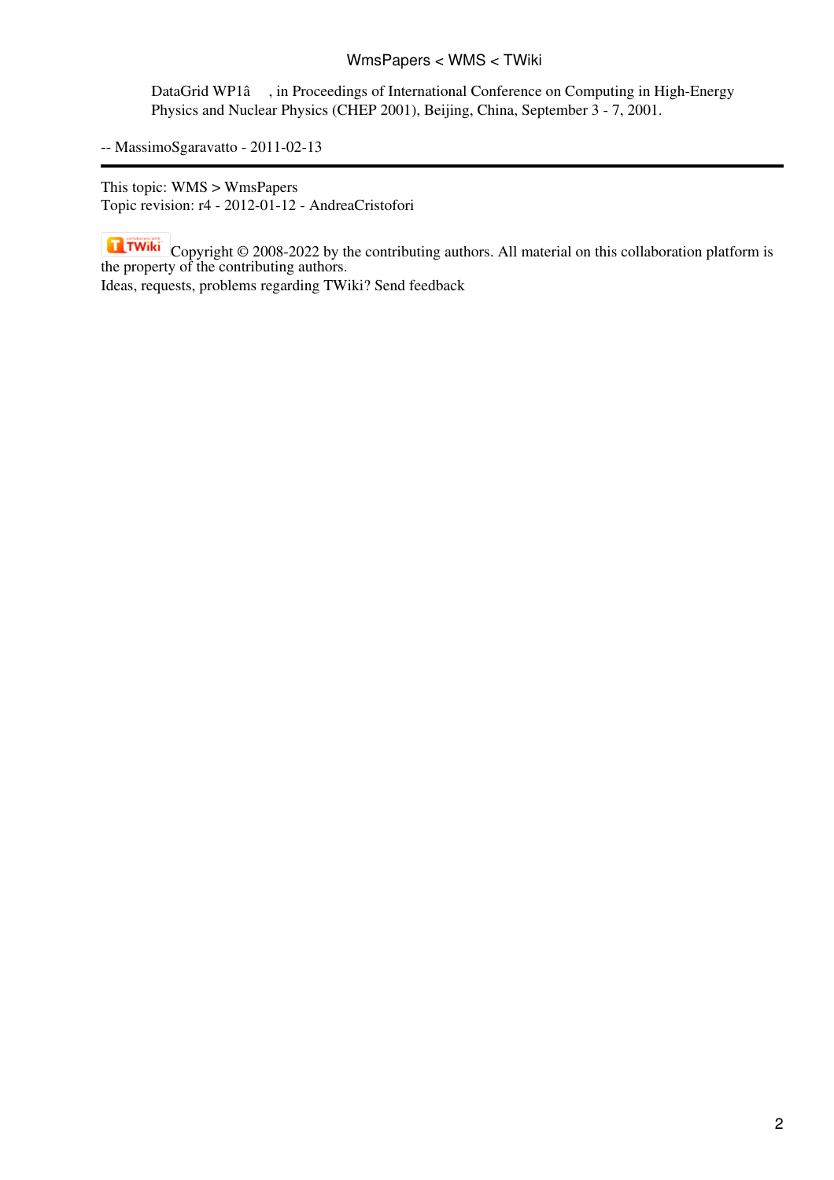DataGrid WP1â , in Proceedings of International Conference on Computing in High-Energy Physics and Nuclear Physics (CHEP 2001), Beijing, China, September 3 - 7, 2001.

-- MassimoSgaravatto - 2011-02-13

---

This topic: WMS > WmsPapers
Topic revision: r4 - 2012-01-12 - AndreaCristofori

Copyright © 2008-2022 by the contributing authors. All material on this collaboration platform is the property of the contributing authors.
Ideas, requests, problems regarding TWiki? Send feedback